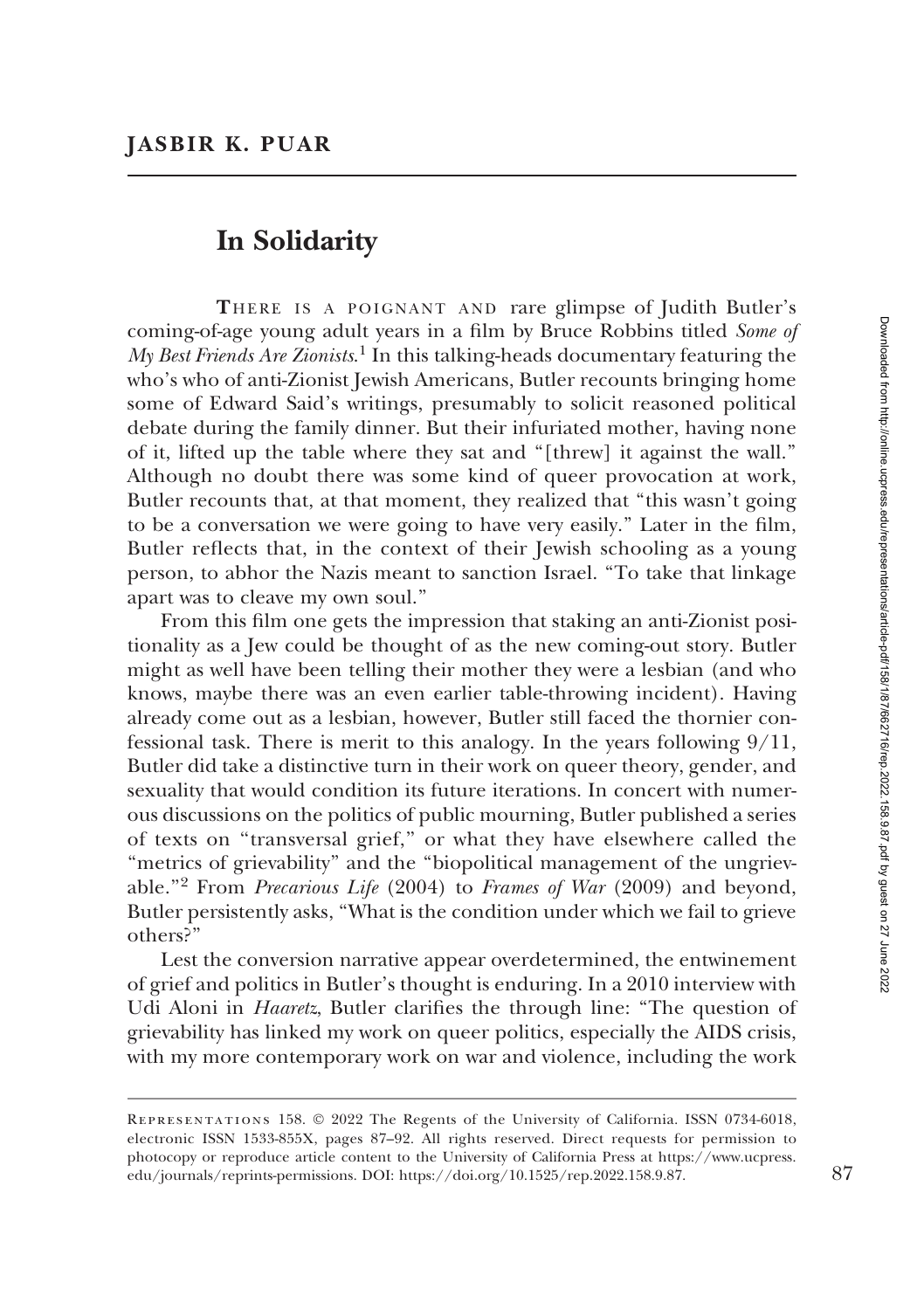**JASBIR K. PUAR**

# In Solidarity

THERE IS A POIGNANT AND rare glimpse of Judith Butler's coming-of-age young adult years in a film by Bruce Robbins titled *Some of My Best Friends Are Zionists*.[1] In this talking-heads documentary featuring the who's who of anti-Zionist Jewish Americans, Butler recounts bringing home some of Edward Said's writings, presumably to solicit reasoned political debate during the family dinner. But their infuriated mother, having none of it, lifted up the table where they sat and "[threw] it against the wall." Although no doubt there was some kind of queer provocation at work, Butler recounts that, at that moment, they realized that "this wasn't going to be a conversation we were going to have very easily." Later in the film, Butler reflects that, in the context of their Jewish schooling as a young person, to abhor the Nazis meant to sanction Israel. "To take that linkage apart was to cleave my own soul."

From this film one gets the impression that staking an anti-Zionist positionality as a Jew could be thought of as the new coming-out story. Butler might as well have been telling their mother they were a lesbian (and who knows, maybe there was an even earlier table-throwing incident). Having already come out as a lesbian, however, Butler still faced the thornier confessional task. There is merit to this analogy. In the years following 9/11, Butler did take a distinctive turn in their work on queer theory, gender, and sexuality that would condition its future iterations. In concert with numerous discussions on the politics of public mourning, Butler published a series of texts on "transversal grief," or what they have elsewhere called the "metrics of grievability" and the "biopolitical management of the ungrievable."[2] From *Precarious Life* (2004) to *Frames of War* (2009) and beyond, Butler persistently asks, "What is the condition under which we fail to grieve others?"

Lest the conversion narrative appear overdetermined, the entwinement of grief and politics in Butler's thought is enduring. In a 2010 interview with Udi Aloni in *Haaretz*, Butler clarifies the through line: "The question of grievability has linked my work on queer politics, especially the AIDS crisis, with my more contemporary work on war and violence, including the work

REPRESENTATIONS 158. © 2022 The Regents of the University of California. ISSN 0734-6018, electronic ISSN 1533-855X, pages 87–92. All rights reserved. Direct requests for permission to photocopy or reproduce article content to the University of California Press at https://www.ucpress.edu/journals/reprints-permissions. DOI: https://doi.org/10.1525/rep.2022.158.9.87.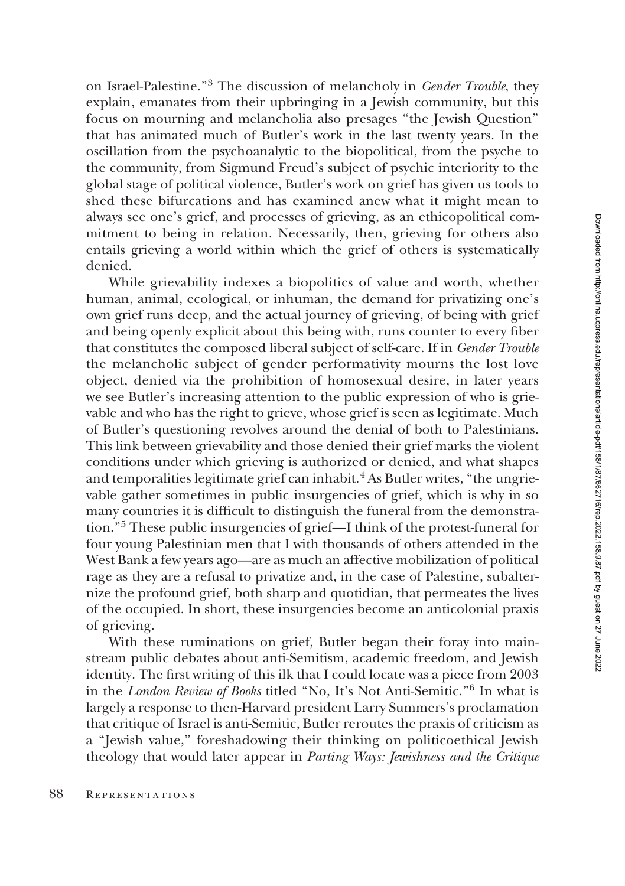on Israel-Palestine."[3] The discussion of melancholy in *Gender Trouble*, they explain, emanates from their upbringing in a Jewish community, but this focus on mourning and melancholia also presages "the Jewish Question" that has animated much of Butler's work in the last twenty years. In the oscillation from the psychoanalytic to the biopolitical, from the psyche to the community, from Sigmund Freud's subject of psychic interiority to the global stage of political violence, Butler's work on grief has given us tools to shed these bifurcations and has examined anew what it might mean to always see one's grief, and processes of grieving, as an ethicopolitical commitment to being in relation. Necessarily, then, grieving for others also entails grieving a world within which the grief of others is systematically denied.

While grievability indexes a biopolitics of value and worth, whether human, animal, ecological, or inhuman, the demand for privatizing one's own grief runs deep, and the actual journey of grieving, of being with grief and being openly explicit about this being with, runs counter to every fiber that constitutes the composed liberal subject of self-care. If in *Gender Trouble* the melancholic subject of gender performativity mourns the lost love object, denied via the prohibition of homosexual desire, in later years we see Butler's increasing attention to the public expression of who is grievable and who has the right to grieve, whose grief is seen as legitimate. Much of Butler's questioning revolves around the denial of both to Palestinians. This link between grievability and those denied their grief marks the violent conditions under which grieving is authorized or denied, and what shapes and temporalities legitimate grief can inhabit.[4] As Butler writes, "the ungrievable gather sometimes in public insurgencies of grief, which is why in so many countries it is difficult to distinguish the funeral from the demonstration."[5] These public insurgencies of grief—I think of the protest-funeral for four young Palestinian men that I with thousands of others attended in the West Bank a few years ago—are as much an affective mobilization of political rage as they are a refusal to privatize and, in the case of Palestine, subalternize the profound grief, both sharp and quotidian, that permeates the lives of the occupied. In short, these insurgencies become an anticolonial praxis of grieving.

With these ruminations on grief, Butler began their foray into mainstream public debates about anti-Semitism, academic freedom, and Jewish identity. The first writing of this ilk that I could locate was a piece from 2003 in the *London Review of Books* titled "No, It's Not Anti-Semitic."[6] In what is largely a response to then-Harvard president Larry Summers's proclamation that critique of Israel is anti-Semitic, Butler reroutes the praxis of criticism as a "Jewish value," foreshadowing their thinking on politicoethical Jewish theology that would later appear in *Parting Ways: Jewishness and the Critique*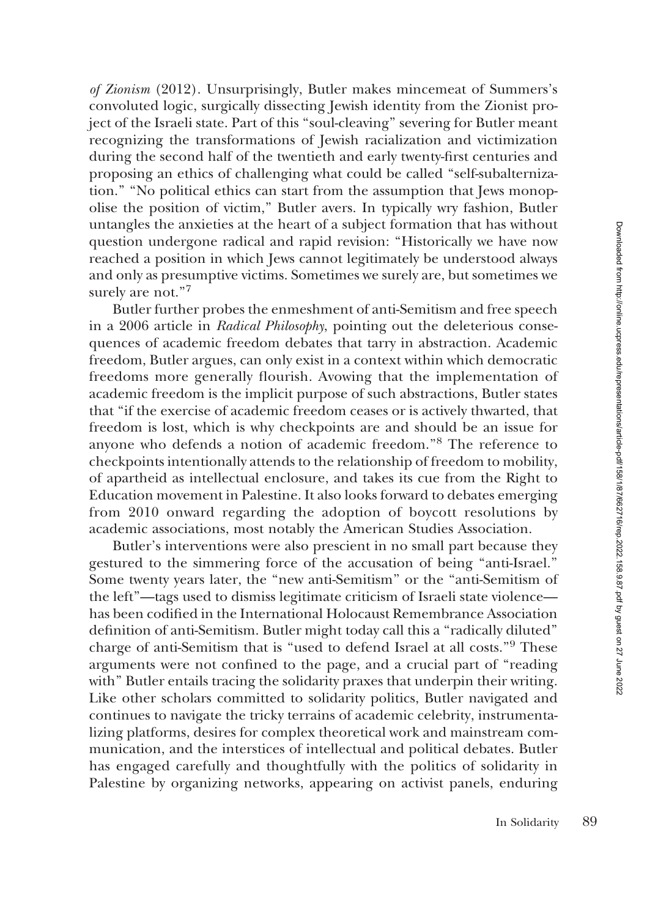*of Zionism* (2012). Unsurprisingly, Butler makes mincemeat of Summers's convoluted logic, surgically dissecting Jewish identity from the Zionist project of the Israeli state. Part of this "soul-cleaving" severing for Butler meant recognizing the transformations of Jewish racialization and victimization during the second half of the twentieth and early twenty-first centuries and proposing an ethics of challenging what could be called "self-subalternization." "No political ethics can start from the assumption that Jews monopolise the position of victim," Butler avers. In typically wry fashion, Butler untangles the anxieties at the heart of a subject formation that has without question undergone radical and rapid revision: "Historically we have now reached a position in which Jews cannot legitimately be understood always and only as presumptive victims. Sometimes we surely are, but sometimes we surely are not."[7]

Butler further probes the enmeshment of anti-Semitism and free speech in a 2006 article in *Radical Philosophy*, pointing out the deleterious consequences of academic freedom debates that tarry in abstraction. Academic freedom, Butler argues, can only exist in a context within which democratic freedoms more generally flourish. Avowing that the implementation of academic freedom is the implicit purpose of such abstractions, Butler states that "if the exercise of academic freedom ceases or is actively thwarted, that freedom is lost, which is why checkpoints are and should be an issue for anyone who defends a notion of academic freedom."[8] The reference to checkpoints intentionally attends to the relationship of freedom to mobility, of apartheid as intellectual enclosure, and takes its cue from the Right to Education movement in Palestine. It also looks forward to debates emerging from 2010 onward regarding the adoption of boycott resolutions by academic associations, most notably the American Studies Association.

Butler's interventions were also prescient in no small part because they gestured to the simmering force of the accusation of being "anti-Israel." Some twenty years later, the "new anti-Semitism" or the "anti-Semitism of the left"—tags used to dismiss legitimate criticism of Israeli state violence—has been codified in the International Holocaust Remembrance Association definition of anti-Semitism. Butler might today call this a "radically diluted" charge of anti-Semitism that is "used to defend Israel at all costs."[9] These arguments were not confined to the page, and a crucial part of "reading with" Butler entails tracing the solidarity praxes that underpin their writing. Like other scholars committed to solidarity politics, Butler navigated and continues to navigate the tricky terrains of academic celebrity, instrumentalizing platforms, desires for complex theoretical work and mainstream communication, and the interstices of intellectual and political debates. Butler has engaged carefully and thoughtfully with the politics of solidarity in Palestine by organizing networks, appearing on activist panels, enduring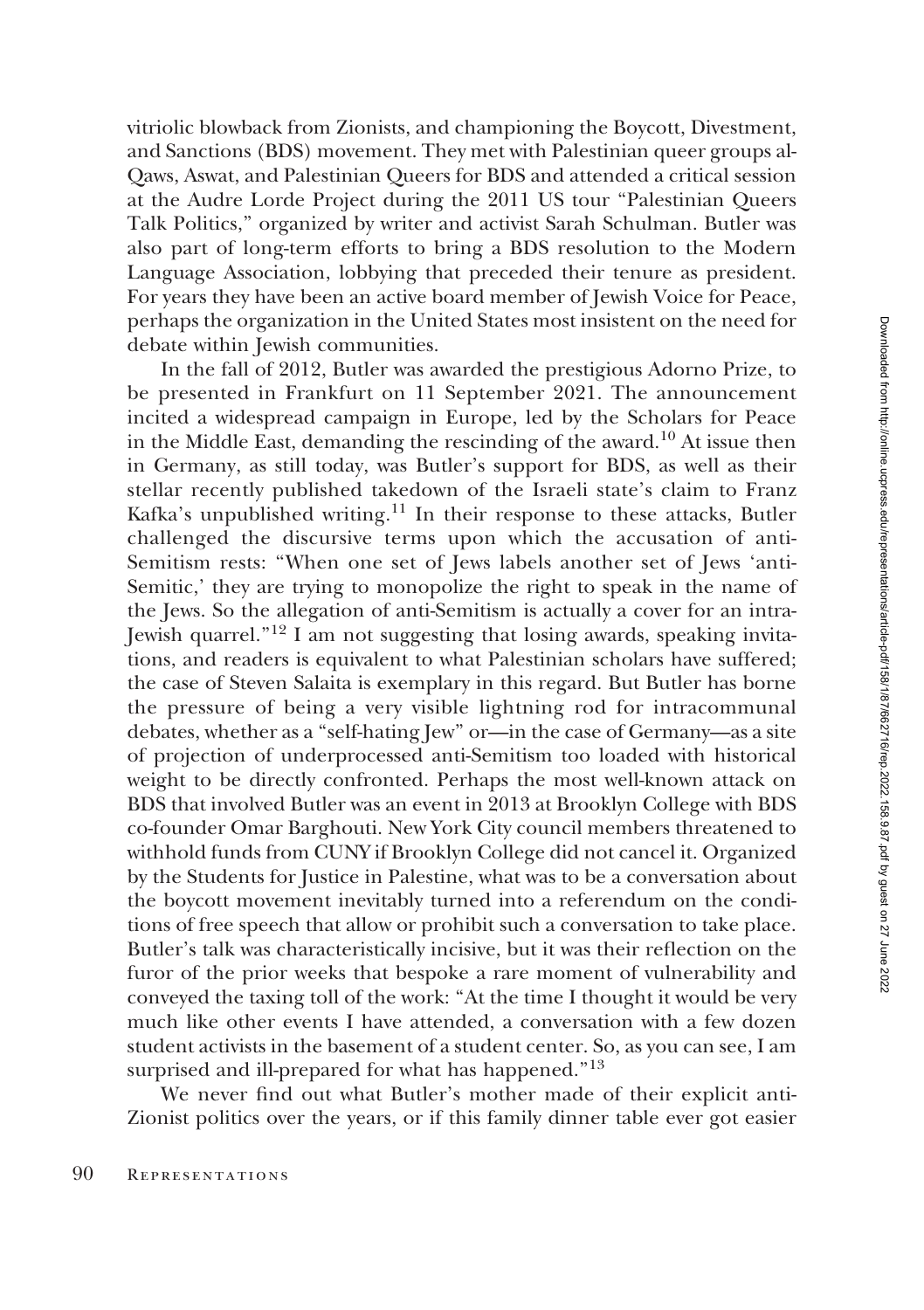vitriolic blowback from Zionists, and championing the Boycott, Divestment, and Sanctions (BDS) movement. They met with Palestinian queer groups al-Qaws, Aswat, and Palestinian Queers for BDS and attended a critical session at the Audre Lorde Project during the 2011 US tour "Palestinian Queers Talk Politics," organized by writer and activist Sarah Schulman. Butler was also part of long-term efforts to bring a BDS resolution to the Modern Language Association, lobbying that preceded their tenure as president. For years they have been an active board member of Jewish Voice for Peace, perhaps the organization in the United States most insistent on the need for debate within Jewish communities.

In the fall of 2012, Butler was awarded the prestigious Adorno Prize, to be presented in Frankfurt on 11 September 2021. The announcement incited a widespread campaign in Europe, led by the Scholars for Peace in the Middle East, demanding the rescinding of the award.[10] At issue then in Germany, as still today, was Butler's support for BDS, as well as their stellar recently published takedown of the Israeli state's claim to Franz Kafka's unpublished writing.[11] In their response to these attacks, Butler challenged the discursive terms upon which the accusation of anti-Semitism rests: "When one set of Jews labels another set of Jews 'anti-Semitic,' they are trying to monopolize the right to speak in the name of the Jews. So the allegation of anti-Semitism is actually a cover for an intra-Jewish quarrel."[12] I am not suggesting that losing awards, speaking invitations, and readers is equivalent to what Palestinian scholars have suffered; the case of Steven Salaita is exemplary in this regard. But Butler has borne the pressure of being a very visible lightning rod for intracommunal debates, whether as a "self-hating Jew" or—in the case of Germany—as a site of projection of underprocessed anti-Semitism too loaded with historical weight to be directly confronted. Perhaps the most well-known attack on BDS that involved Butler was an event in 2013 at Brooklyn College with BDS co-founder Omar Barghouti. New York City council members threatened to withhold funds from CUNY if Brooklyn College did not cancel it. Organized by the Students for Justice in Palestine, what was to be a conversation about the boycott movement inevitably turned into a referendum on the conditions of free speech that allow or prohibit such a conversation to take place. Butler's talk was characteristically incisive, but it was their reflection on the furor of the prior weeks that bespoke a rare moment of vulnerability and conveyed the taxing toll of the work: "At the time I thought it would be very much like other events I have attended, a conversation with a few dozen student activists in the basement of a student center. So, as you can see, I am surprised and ill-prepared for what has happened."[13]

We never find out what Butler's mother made of their explicit anti-Zionist politics over the years, or if this family dinner table ever got easier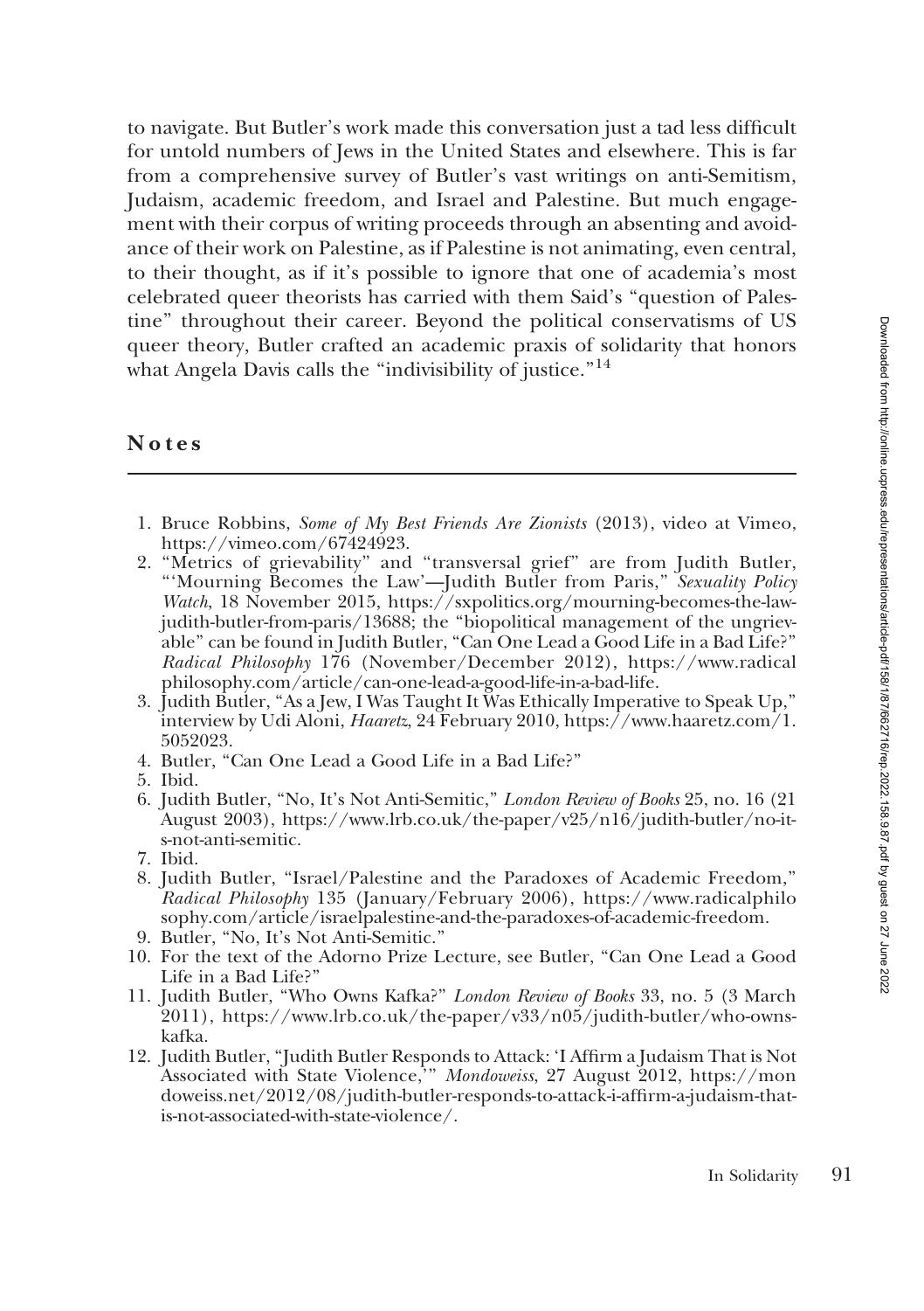to navigate. But Butler's work made this conversation just a tad less difficult for untold numbers of Jews in the United States and elsewhere. This is far from a comprehensive survey of Butler's vast writings on anti-Semitism, Judaism, academic freedom, and Israel and Palestine. But much engagement with their corpus of writing proceeds through an absenting and avoidance of their work on Palestine, as if Palestine is not animating, even central, to their thought, as if it's possible to ignore that one of academia's most celebrated queer theorists has carried with them Said's "question of Palestine" throughout their career. Beyond the political conservatisms of US queer theory, Butler crafted an academic praxis of solidarity that honors what Angela Davis calls the "indivisibility of justice."[14]

## Notes

1. Bruce Robbins, *Some of My Best Friends Are Zionists* (2013), video at Vimeo, https://vimeo.com/67424923.
2. "Metrics of grievability" and "transversal grief" are from Judith Butler, "'Mourning Becomes the Law'—Judith Butler from Paris," *Sexuality Policy Watch*, 18 November 2015, https://sxpolitics.org/mourning-becomes-the-law-judith-butler-from-paris/13688; the "biopolitical management of the ungrievable" can be found in Judith Butler, "Can One Lead a Good Life in a Bad Life?" *Radical Philosophy* 176 (November/December 2012), https://www.radicalphilosophy.com/article/can-one-lead-a-good-life-in-a-bad-life.
3. Judith Butler, "As a Jew, I Was Taught It Was Ethically Imperative to Speak Up," interview by Udi Aloni, *Haaretz*, 24 February 2010, https://www.haaretz.com/1.5052023.
4. Butler, "Can One Lead a Good Life in a Bad Life?"
5. Ibid.
6. Judith Butler, "No, It's Not Anti-Semitic," *London Review of Books* 25, no. 16 (21 August 2003), https://www.lrb.co.uk/the-paper/v25/n16/judith-butler/no-its-not-anti-semitic.
7. Ibid.
8. Judith Butler, "Israel/Palestine and the Paradoxes of Academic Freedom," *Radical Philosophy* 135 (January/February 2006), https://www.radicalphilosophy.com/article/israelpalestine-and-the-paradoxes-of-academic-freedom.
9. Butler, "No, It's Not Anti-Semitic."
10. For the text of the Adorno Prize Lecture, see Butler, "Can One Lead a Good Life in a Bad Life?"
11. Judith Butler, "Who Owns Kafka?" *London Review of Books* 33, no. 5 (3 March 2011), https://www.lrb.co.uk/the-paper/v33/n05/judith-butler/who-owns-kafka.
12. Judith Butler, "Judith Butler Responds to Attack: 'I Affirm a Judaism That is Not Associated with State Violence,'" *Mondoweiss*, 27 August 2012, https://mondoweiss.net/2012/08/judith-butler-responds-to-attack-i-affirm-a-judaism-that-is-not-associated-with-state-violence/.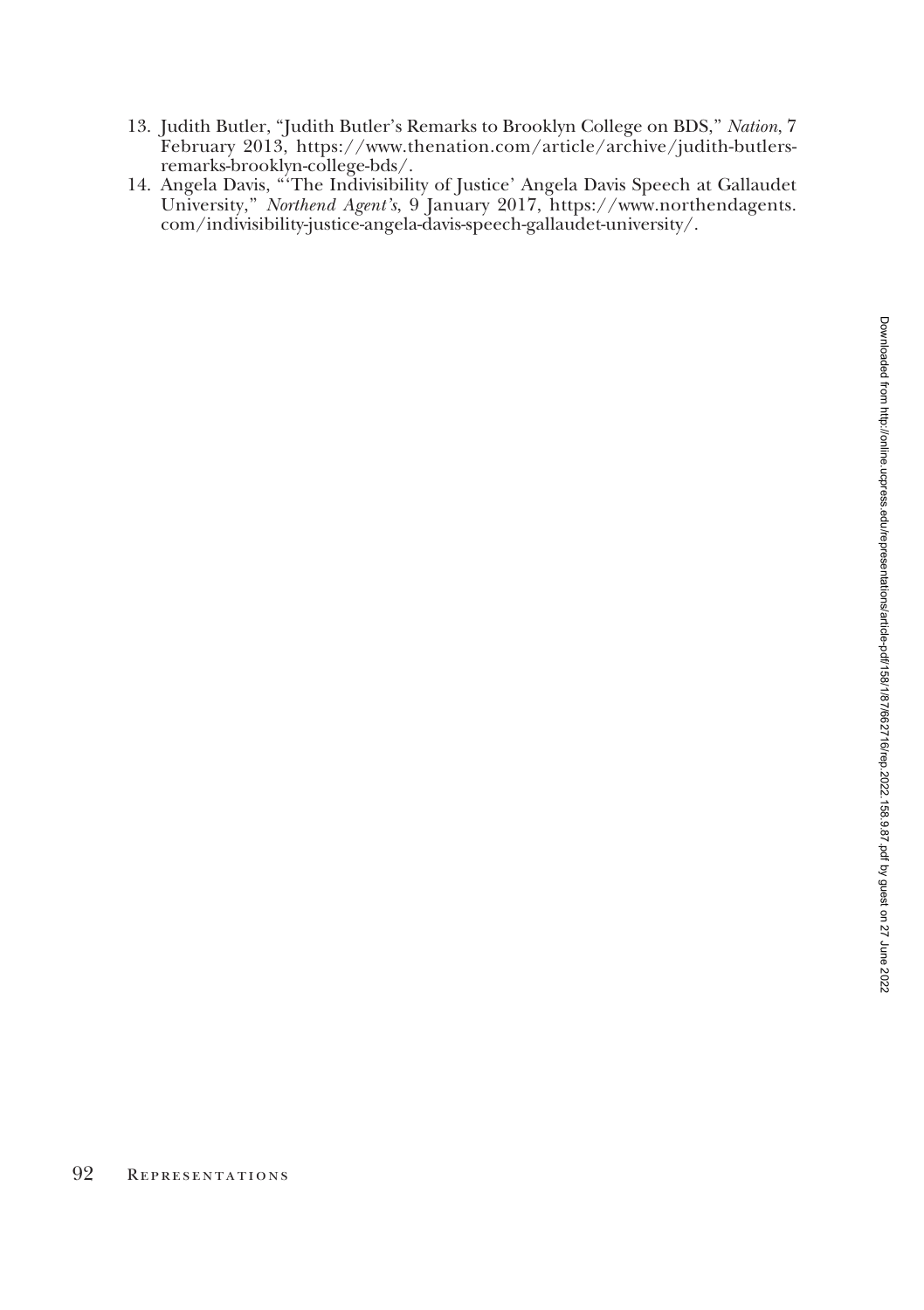13. Judith Butler, "Judith Butler's Remarks to Brooklyn College on BDS," *Nation*, 7 February 2013, https://www.thenation.com/article/archive/judith-butlers-remarks-brooklyn-college-bds/.
14. Angela Davis, "'The Indivisibility of Justice' Angela Davis Speech at Gallaudet University," *Northend Agent's*, 9 January 2017, https://www.northendagents.com/indivisibility-justice-angela-davis-speech-gallaudet-university/.